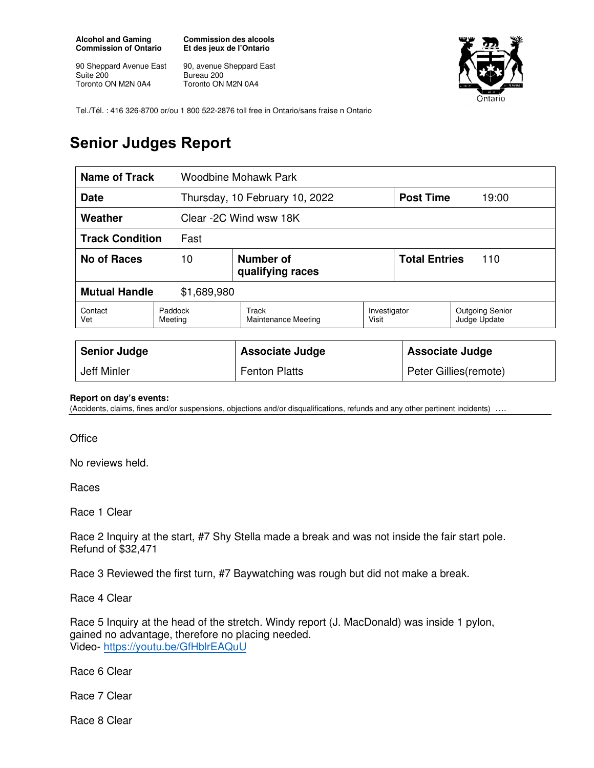**Alcohol and Gaming Commission of Ontario**

90 Sheppard Avenue East
Suite 200
Toronto ON M2N 0A4

**Commission des alcools Et des jeux de l'Ontario**

90, avenue Sheppard East
Bureau 200
Toronto ON M2N 0A4

Tel./Tél. : 416 326-8700 or/ou 1 800 522-2876 toll free in Ontario/sans fraise n Ontario

# Senior Judges Report

| **Name of Track** | Woodbine Mohawk Park | | | | |
|---|---|---|---|---|---|
| **Date** | Thursday, 10 February 10, 2022 | | | **Post Time** | 19:00 |
| **Weather** | Clear -2C Wind wsw 18K | | | | |
| **Track Condition** | Fast | | | | |
| **No of Races** | 10 | **Number of qualifying races** | | **Total Entries** | 110 |
| **Mutual Handle** | $1,689,980 | | | | |
| Contact Vet | Paddock Meeting | Track Maintenance Meeting | Investigator Visit | Outgoing Senior Judge Update | |

| **Senior Judge** | **Associate Judge** | **Associate Judge** |
|---|---|---|
| Jeff Minler | Fenton Platts | Peter Gillies(remote) |

**Report on day's events:**
(Accidents, claims, fines and/or suspensions, objections and/or disqualifications, refunds and any other pertinent incidents) ….

Office

No reviews held.

Races

Race 1 Clear

Race 2 Inquiry at the start, #7 Shy Stella made a break and was not inside the fair start pole. Refund of $32,471

Race 3 Reviewed the first turn, #7 Baywatching was rough but did not make a break.

Race 4 Clear

Race 5 Inquiry at the head of the stretch. Windy report (J. MacDonald) was inside 1 pylon, gained no advantage, therefore no placing needed.
Video- https://youtu.be/GfHblrEAQuU

Race 6 Clear

Race 7 Clear

Race 8 Clear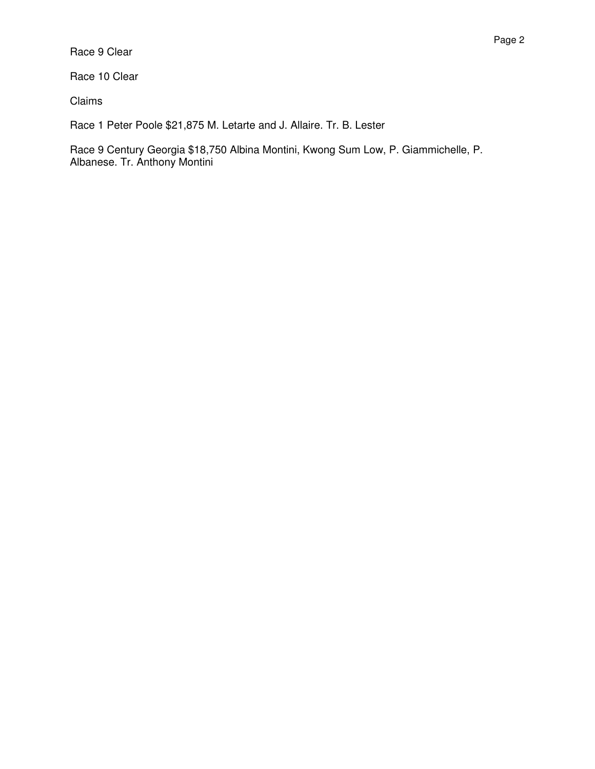Race 9 Clear

Race 10 Clear

Claims

Race 1 Peter Poole $21,875 M. Letarte and J. Allaire. Tr. B. Lester

Race 9 Century Georgia $18,750 Albina Montini, Kwong Sum Low, P. Giammichelle, P. Albanese. Tr. Anthony Montini